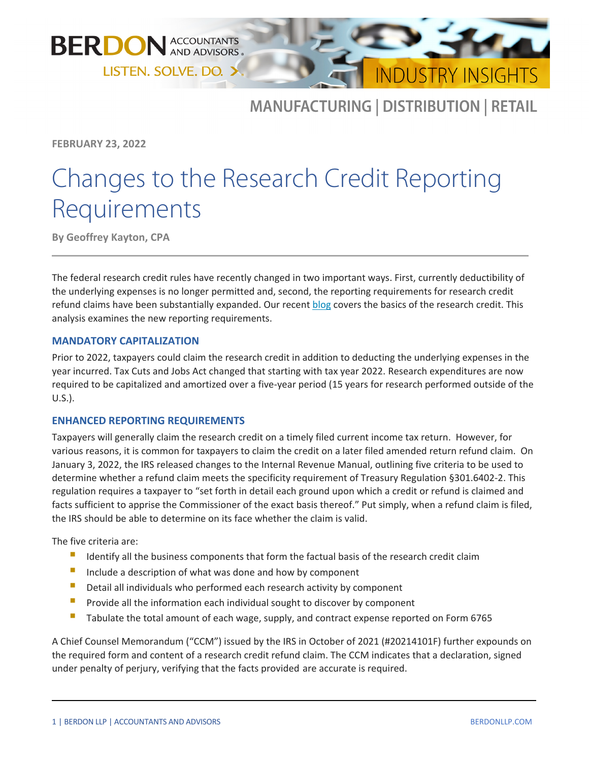# BERDON ACCOUNTANTS AND ADVISORS

LISTEN. SOLVE. DO.

INDUSTRY INSIGHTS

## MANUFACTURING | DISTRIBUTION | RETAIL

**FEBRUARY 23, 2022**

# Changes to the Research Credit Reporting Requirements

**By Geoffrey Kayton, CPA**

The federal research credit rules have recently changed in two important ways. First, currently deductibility of the underlying expenses is no longer permitted and, second, the reporting requirements for research credit refund claims have been substantially expanded. Our recent blog covers the basics of the research credit. This analysis examines the new reporting requirements.

### MANDATORY CAPITALIZATION

Prior to 2022, taxpayers could claim the research credit in addition to deducting the underlying expenses in the year incurred. Tax Cuts and Jobs Act changed that starting with tax year 2022. Research expenditures are now required to be capitalized and amortized over a five-year period (15 years for research performed outside of the U.S.).

### ENHANCED REPORTING REQUIREMENTS

Taxpayers will generally claim the research credit on a timely filed current income tax return. However, for various reasons, it is common for taxpayers to claim the credit on a later filed amended return refund claim. On January 3, 2022, the IRS released changes to the Internal Revenue Manual, outlining five criteria to be used to determine whether a refund claim meets the specificity requirement of Treasury Regulation §301.6402-2. This regulation requires a taxpayer to "set forth in detail each ground upon which a credit or refund is claimed and facts sufficient to apprise the Commissioner of the exact basis thereof." Put simply, when a refund claim is filed, the IRS should be able to determine on its face whether the claim is valid.

The five criteria are:

- Identify all the business components that form the factual basis of the research credit claim
- Include a description of what was done and how by component
- Detail all individuals who performed each research activity by component
- Provide all the information each individual sought to discover by component
- Tabulate the total amount of each wage, supply, and contract expense reported on Form 6765

A Chief Counsel Memorandum ("CCM") issued by the IRS in October of 2021 (#20214101F) further expounds on the required form and content of a research credit refund claim. The CCM indicates that a declaration, signed under penalty of perjury, verifying that the facts provided are accurate is required.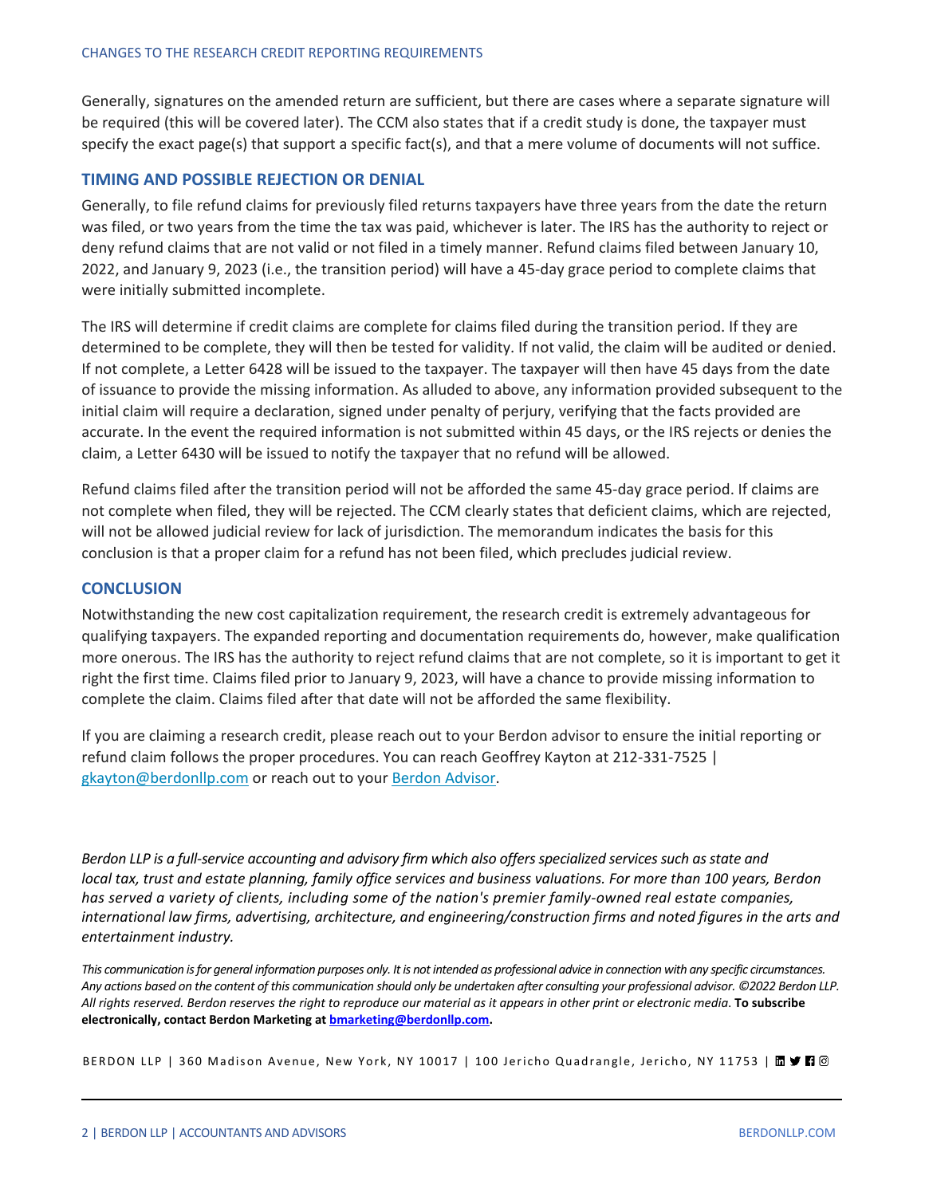Generally, signatures on the amended return are sufficient, but there are cases where a separate signature will be required (this will be covered later). The CCM also states that if a credit study is done, the taxpayer must specify the exact page(s) that support a specific fact(s), and that a mere volume of documents will not suffice.

## TIMING AND POSSIBLE REJECTION OR DENIAL

Generally, to file refund claims for previously filed returns taxpayers have three years from the date the return was filed, or two years from the time the tax was paid, whichever is later. The IRS has the authority to reject or deny refund claims that are not valid or not filed in a timely manner. Refund claims filed between January 10, 2022, and January 9, 2023 (i.e., the transition period) will have a 45-day grace period to complete claims that were initially submitted incomplete.

The IRS will determine if credit claims are complete for claims filed during the transition period. If they are determined to be complete, they will then be tested for validity. If not valid, the claim will be audited or denied. If not complete, a Letter 6428 will be issued to the taxpayer. The taxpayer will then have 45 days from the date of issuance to provide the missing information. As alluded to above, any information provided subsequent to the initial claim will require a declaration, signed under penalty of perjury, verifying that the facts provided are accurate. In the event the required information is not submitted within 45 days, or the IRS rejects or denies the claim, a Letter 6430 will be issued to notify the taxpayer that no refund will be allowed.

Refund claims filed after the transition period will not be afforded the same 45-day grace period. If claims are not complete when filed, they will be rejected. The CCM clearly states that deficient claims, which are rejected, will not be allowed judicial review for lack of jurisdiction. The memorandum indicates the basis for this conclusion is that a proper claim for a refund has not been filed, which precludes judicial review.

## CONCLUSION

Notwithstanding the new cost capitalization requirement, the research credit is extremely advantageous for qualifying taxpayers. The expanded reporting and documentation requirements do, however, make qualification more onerous. The IRS has the authority to reject refund claims that are not complete, so it is important to get it right the first time. Claims filed prior to January 9, 2023, will have a chance to provide missing information to complete the claim. Claims filed after that date will not be afforded the same flexibility.

If you are claiming a research credit, please reach out to your Berdon advisor to ensure the initial reporting or refund claim follows the proper procedures. You can reach Geoffrey Kayton at 212-331-7525 | gkayton@berdonllp.com or reach out to your Berdon Advisor.

*Berdon LLP is a full-service accounting and advisory firm which also offers specialized services such as state and local tax, trust and estate planning, family office services and business valuations. For more than 100 years, Berdon has served a variety of clients, including some of the nation's premier family-owned real estate companies, international law firms, advertising, architecture, and engineering/construction firms and noted figures in the arts and entertainment industry.*

*This communication is for general information purposes only. It is not intended as professional advice in connection with any specific circumstances. Any actions based on the content of this communication should only be undertaken after consulting your professional advisor. ©2022 Berdon LLP. All rights reserved. Berdon reserves the right to reproduce our material as it appears in other print or electronic media.* **To subscribe electronically, contact Berdon Marketing at bmarketing@berdonllp.com.**

BERDON LLP | 360 Madison Avenue, New York, NY 10017 | 100 Jericho Quadrangle, Jericho, NY 11753